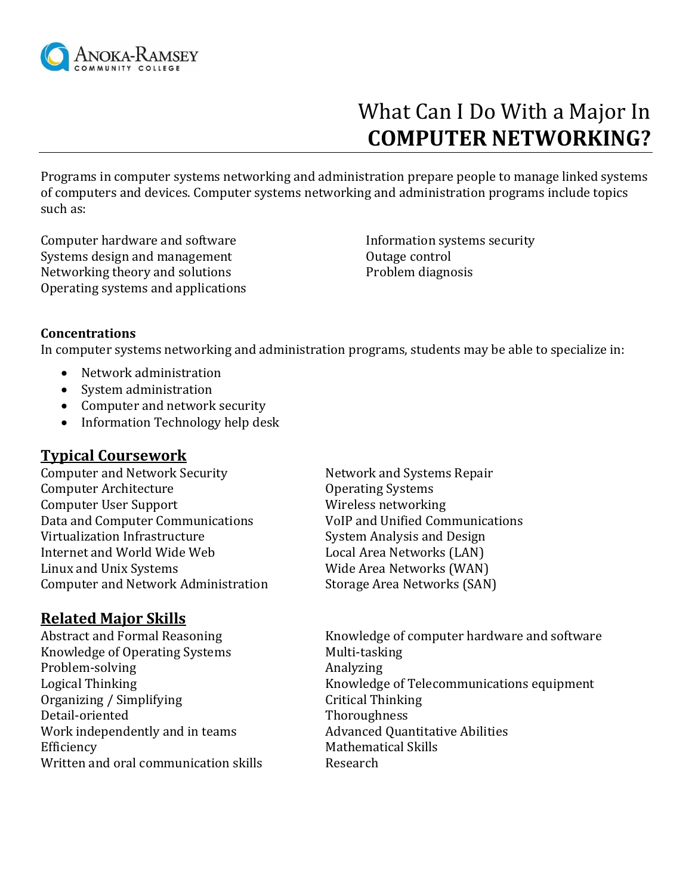Anoka-Ramsey Community College

# What Can I Do With a Major In **COMPUTER NETWORKING?**

Programs in computer systems networking and administration prepare people to manage linked systems of computers and devices. Computer systems networking and administration programs include topics such as:

Computer hardware and software
Systems design and management
Networking theory and solutions
Operating systems and applications
Information systems security
Outage control
Problem diagnosis

**Concentrations**

In computer systems networking and administration programs, students may be able to specialize in:

- Network administration
- System administration
- Computer and network security
- Information Technology help desk

## Typical Coursework

Computer and Network Security
Computer Architecture
Computer User Support
Data and Computer Communications
Virtualization Infrastructure
Internet and World Wide Web
Linux and Unix Systems
Computer and Network Administration
Network and Systems Repair
Operating Systems
Wireless networking
VoIP and Unified Communications
System Analysis and Design
Local Area Networks (LAN)
Wide Area Networks (WAN)
Storage Area Networks (SAN)

## Related Major Skills

Abstract and Formal Reasoning
Knowledge of Operating Systems
Problem-solving
Logical Thinking
Organizing / Simplifying
Detail-oriented
Work independently and in teams
Efficiency
Written and oral communication skills
Knowledge of computer hardware and software
Multi-tasking
Analyzing
Knowledge of Telecommunications equipment
Critical Thinking
Thoroughness
Advanced Quantitative Abilities
Mathematical Skills
Research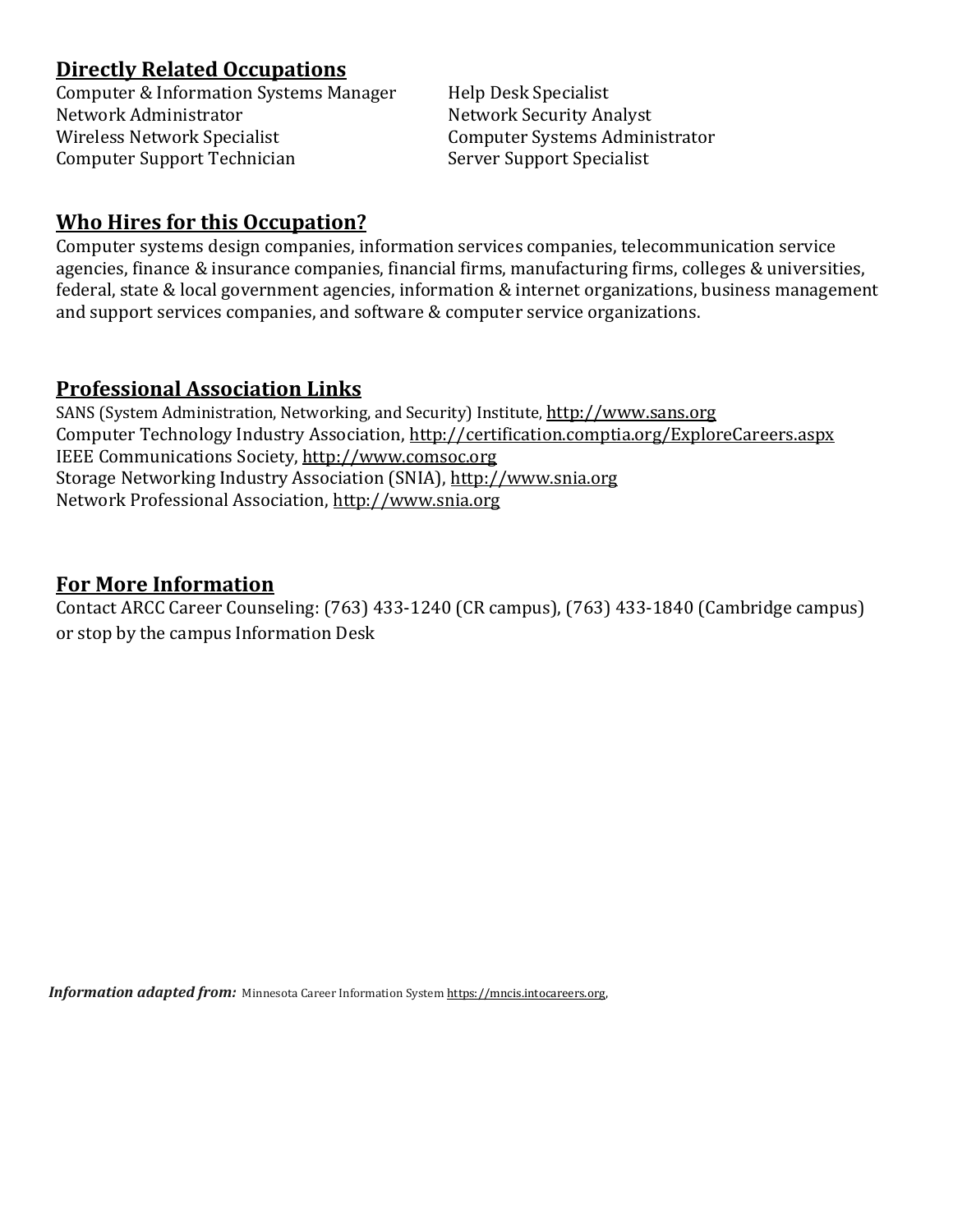## Directly Related Occupations

Computer & Information Systems Manager
Network Administrator
Wireless Network Specialist
Computer Support Technician
Help Desk Specialist
Network Security Analyst
Computer Systems Administrator
Server Support Specialist

## Who Hires for this Occupation?

Computer systems design companies, information services companies, telecommunication service agencies, finance & insurance companies, financial firms, manufacturing firms, colleges & universities, federal, state & local government agencies, information & internet organizations, business management and support services companies, and software & computer service organizations.

## Professional Association Links

SANS (System Administration, Networking, and Security) Institute, http://www.sans.org
Computer Technology Industry Association, http://certification.comptia.org/ExploreCareers.aspx
IEEE Communications Society, http://www.comsoc.org
Storage Networking Industry Association (SNIA), http://www.snia.org
Network Professional Association, http://www.snia.org

## For More Information

Contact ARCC Career Counseling: (763) 433-1240 (CR campus), (763) 433-1840 (Cambridge campus) or stop by the campus Information Desk

***Information adapted from:*** Minnesota Career Information System https://mncis.intocareers.org,